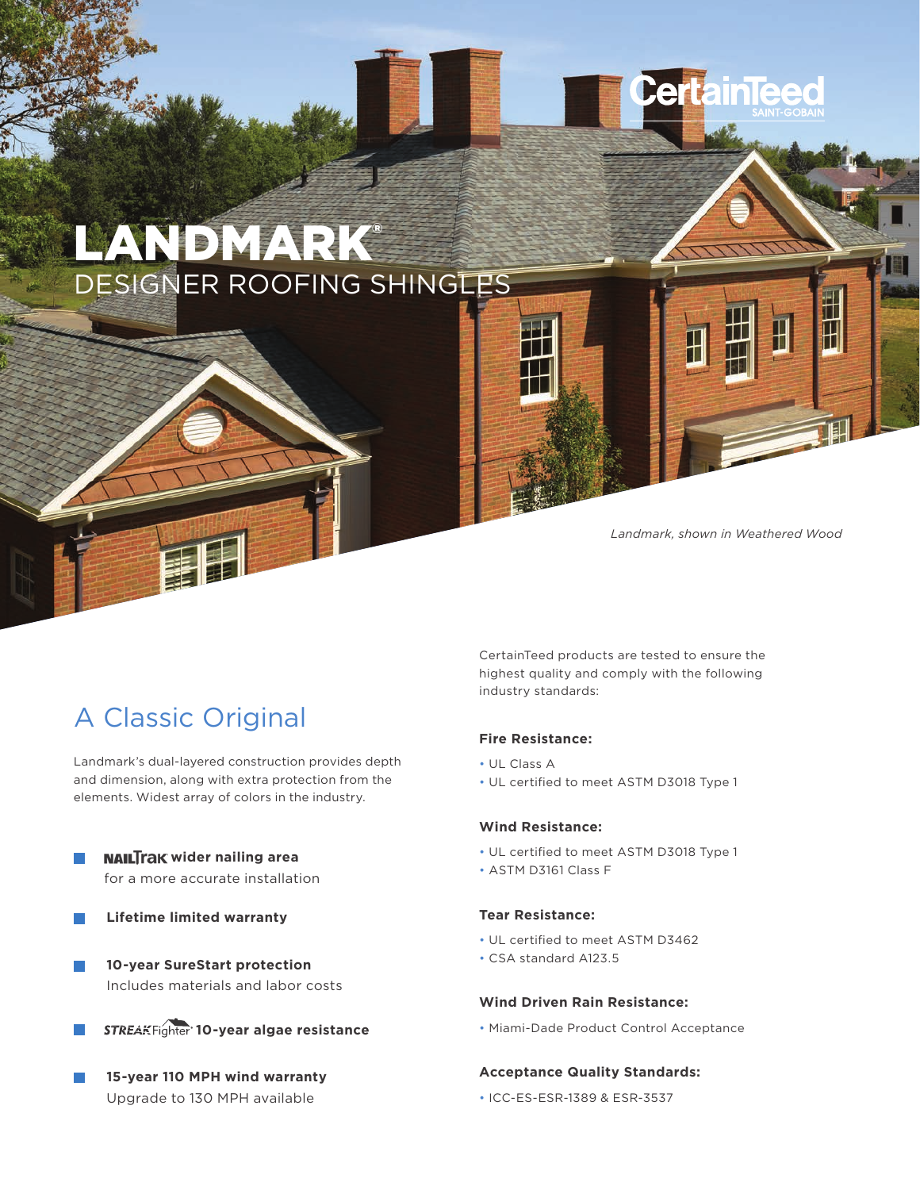# LANDMARK®

## DESIGNER ROOFING SHINGLES

*Landmark, shown in Weathered Wood*

## A Classic Original

Landmark's dual-layered construction provides depth and dimension, along with extra protection from the elements. Widest array of colors in the industry.

- **NAILTrak wider nailing area** for a more accurate installation
- **Lifetime limited warranty**
- **10-year SureStart protection** Includes materials and labor costs
- **STREAKFighter® 10-year algae resistance**
- **15-year 110 MPH wind warranty** Upgrade to 130 MPH available

CertainTeed products are tested to ensure the highest quality and comply with the following industry standards:

**Fire Resistance:**

- UL Class A
- UL certified to meet ASTM D3018 Type 1

**Wind Resistance:**

- UL certified to meet ASTM D3018 Type 1
- ASTM D3161 Class F

**Tear Resistance:**

- UL certified to meet ASTM D3462
- CSA standard A123.5

**Wind Driven Rain Resistance:**

- Miami-Dade Product Control Acceptance

**Acceptance Quality Standards:**

- ICC-ES-ESR-1389 & ESR-3537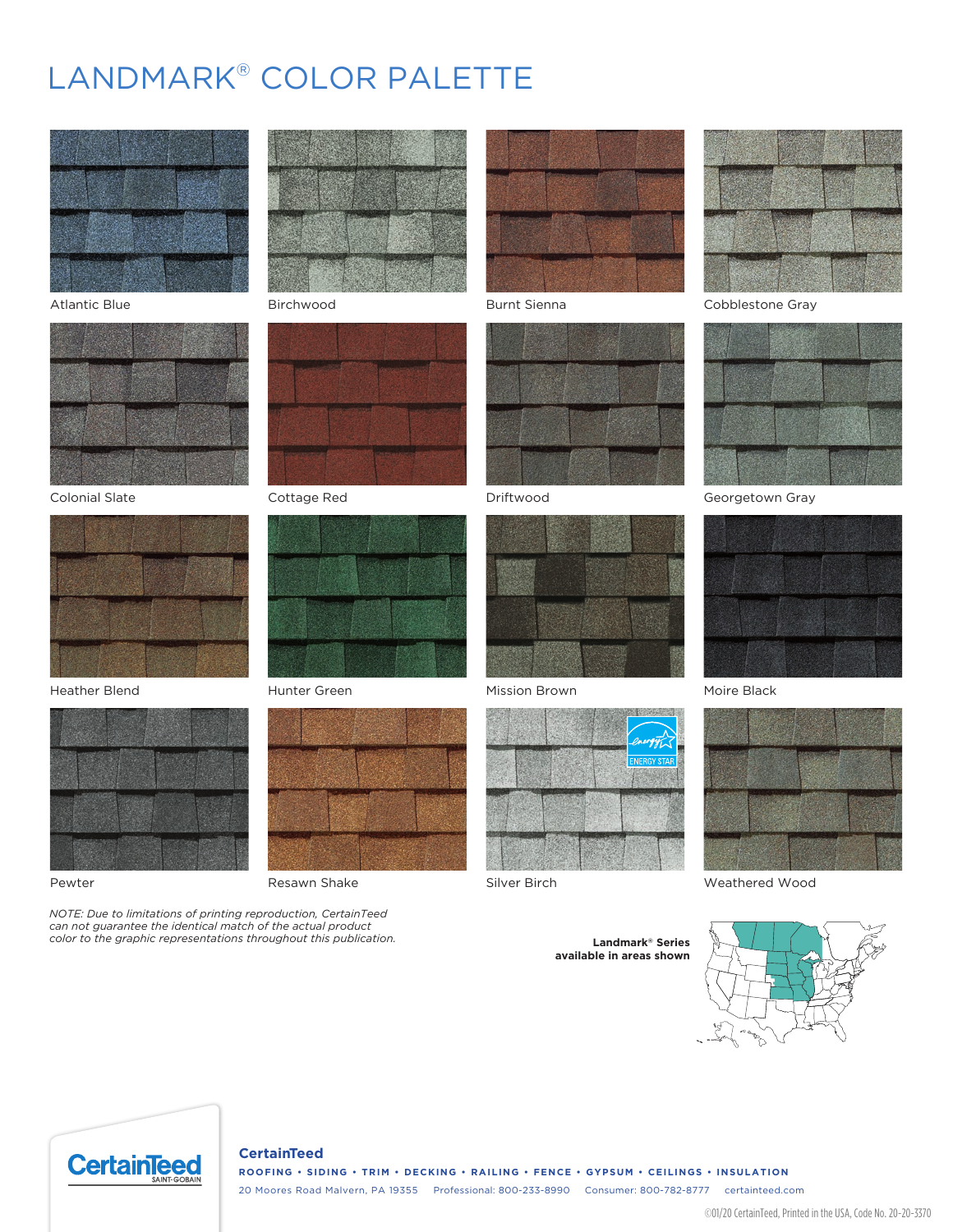# LANDMARK® COLOR PALETTE

Atlantic Blue

Birchwood

Burnt Sienna

Cobblestone Gray

Colonial Slate

Cottage Red

Driftwood

Georgetown Gray

Heather Blend

Hunter Green

Mission Brown

Moire Black

Pewter

Resawn Shake

Silver Birch

Weathered Wood

*NOTE: Due to limitations of printing reproduction, CertainTeed can not guarantee the identical match of the actual product color to the graphic representations throughout this publication.*

**Landmark® Series available in areas shown**

**CertainTeed**

**ROOFING • SIDING • TRIM • DECKING • RAILING • FENCE • GYPSUM • CEILINGS • INSULATION**

20 Moores Road Malvern, PA 19355 Professional: 800-233-8990 Consumer: 800-782-8777 certainteed.com

©01/20 CertainTeed, Printed in the USA, Code No. 20-20-3370